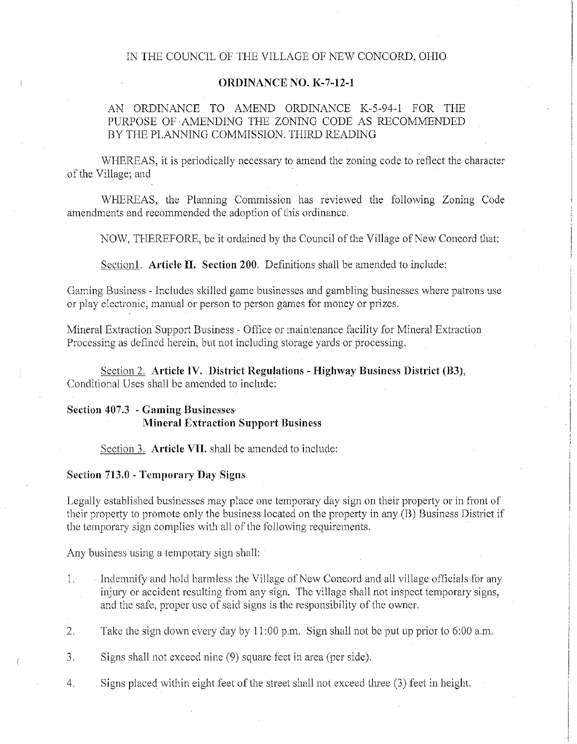IN THE COUNCIL OF THE VILLAGE OF NEW CONCORD, OHIO

**ORDINANCE NO. K-7-12-1**

AN ORDINANCE TO AMEND ORDINANCE K-5-94-1 FOR THE PURPOSE OF AMENDING THE ZONING CODE AS RECOMMENDED BY THE PLANNING COMMISSION. THIRD READING

WHEREAS, it is periodically necessary to amend the zoning code to reflect the character of the Village; and

WHEREAS, the Planning Commission has reviewed the following Zoning Code amendments and recommended the adoption of this ordinance.

NOW, THEREFORE, be it ordained by the Council of the Village of New Concord that:

Section1. **Article II. Section 200.** Definitions shall be amended to include:

Gaming Business - Includes skilled game businesses and gambling businesses where patrons use or play electronic, manual or person to person games for money or prizes.

Mineral Extraction Support Business - Office or maintenance facility for Mineral Extraction Processing as defined herein, but not including storage yards or processing.

Section 2. **Article IV. District Regulations - Highway Business District (B3),** Conditional Uses shall be amended to include:

**Section 407.3 - Gaming Businesses**
**Mineral Extraction Support Business**

Section 3. **Article VII.** shall be amended to include:

**Section 713.0 - Temporary Day Signs**

Legally established businesses may place one temporary day sign on their property or in front of their property to promote only the business located on the property in any (B) Business District if the temporary sign complies with all of the following requirements.

Any business using a temporary sign shall:

1. Indemnify and hold harmless the Village of New Concord and all village officials for any injury or accident resulting from any sign. The village shall not inspect temporary signs, and the safe, proper use of said signs is the responsibility of the owner.

2. Take the sign down every day by 11:00 p.m. Sign shall not be put up prior to 6:00 a.m.

3. Signs shall not exceed nine (9) square feet in area (per side).

4. Signs placed within eight feet of the street shall not exceed three (3) feet in height.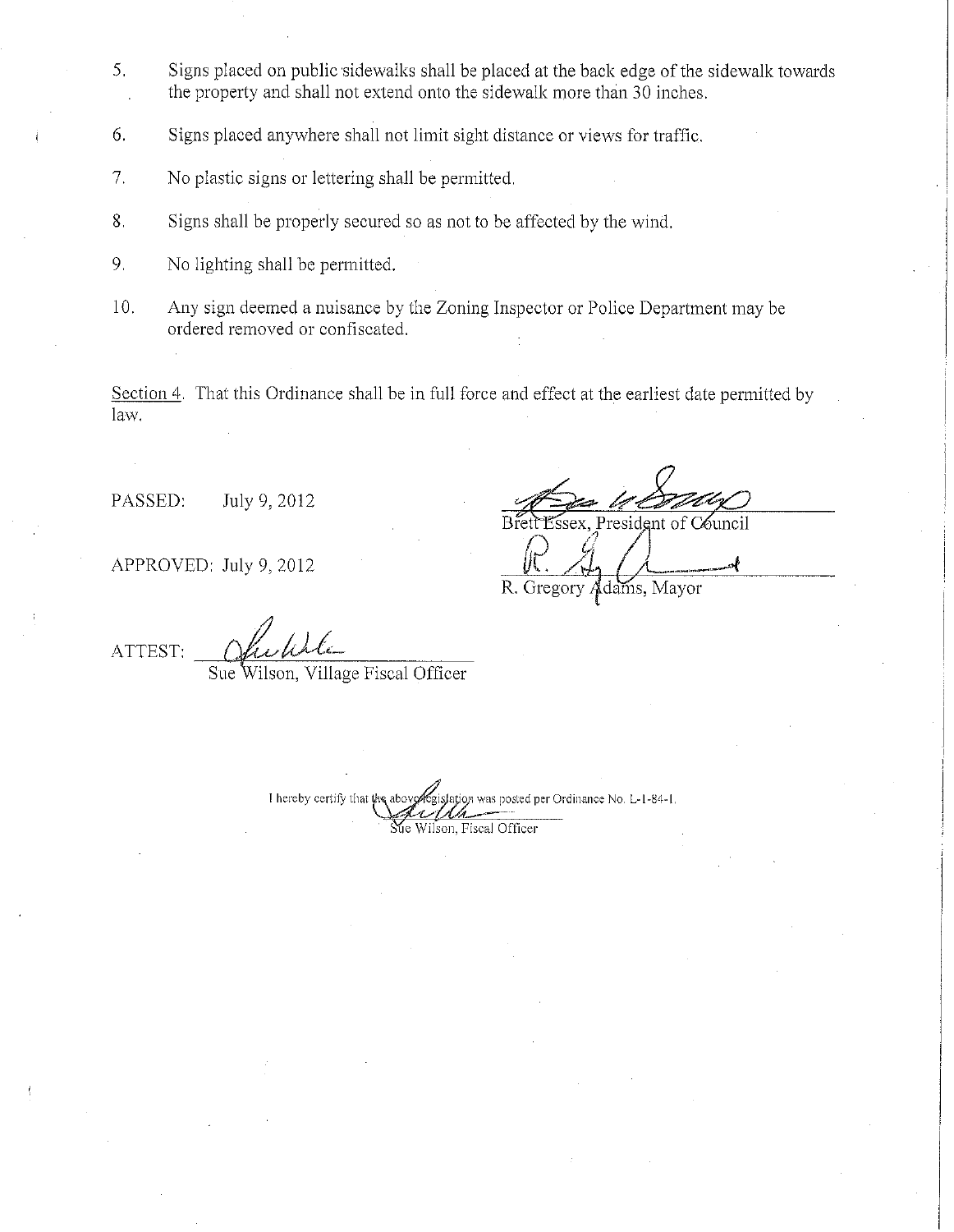5. Signs placed on public sidewalks shall be placed at the back edge of the sidewalk towards the property and shall not extend onto the sidewalk more than 30 inches.

6. Signs placed anywhere shall not limit sight distance or views for traffic.

7. No plastic signs or lettering shall be permitted.

8. Signs shall be properly secured so as not to be affected by the wind.

9. No lighting shall be permitted.

10. Any sign deemed a nuisance by the Zoning Inspector or Police Department may be ordered removed or confiscated.

Section 4. That this Ordinance shall be in full force and effect at the earliest date permitted by law.

PASSED: July 9, 2012

Brett Essex, President of Council

APPROVED: July 9, 2012

R. Gregory Adams, Mayor

ATTEST:

Sue Wilson, Village Fiscal Officer

I hereby certify that the above legislation was posted per Ordinance No. L-1-84-1.

Sue Wilson, Fiscal Officer